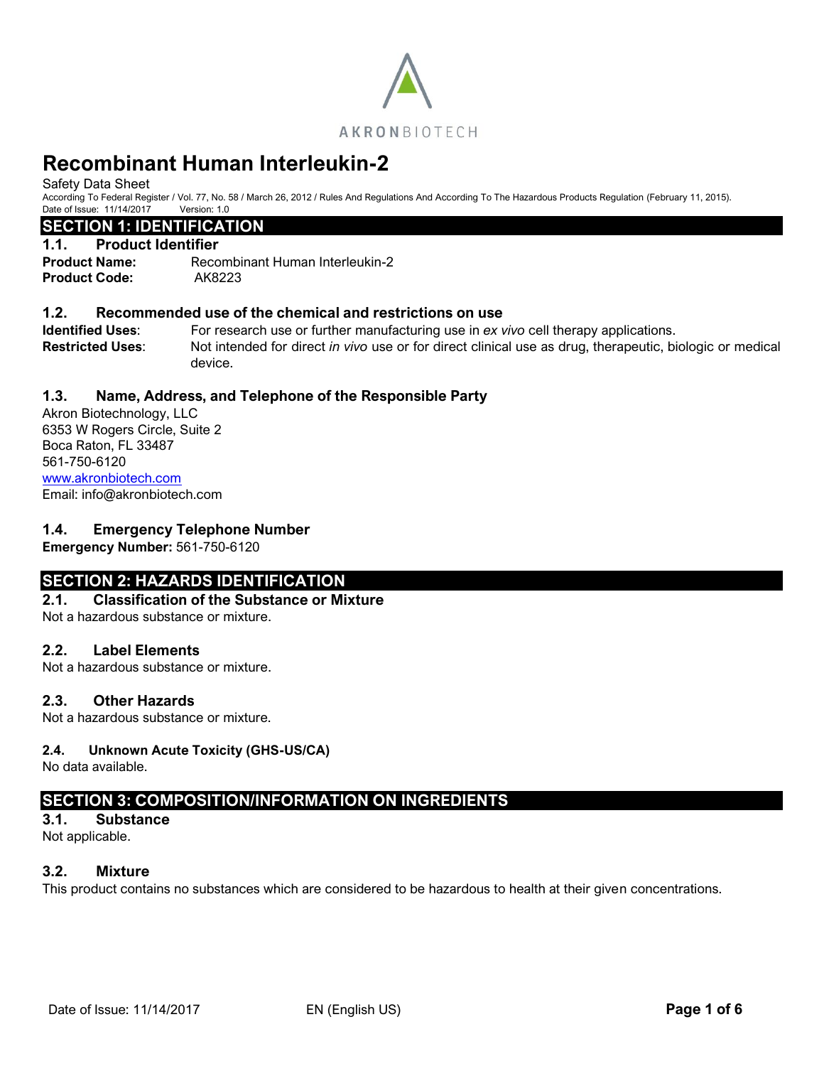AKRONBIOTECH

# Recombinant Human Interleukin-2

Safety Data Sheet

According To Federal Register / Vol. 77, No. 58 / March 26, 2012 / Rules And Regulations And According To The Hazardous Products Regulation (February 11, 2015).

Date of Issue: 11/14/2017 Version: 1.0

## SECTION 1: IDENTIFICATION

### 1.1. Product Identifier

**Product Name:** Recombinant Human Interleukin-2

**Product Code:** AK8223

### 1.2. Recommended use of the chemical and restrictions on use

**Identified Uses**: For research use or further manufacturing use in *ex vivo* cell therapy applications.

**Restricted Uses**: Not intended for direct *in vivo* use or for direct clinical use as drug, therapeutic, biologic or medical device.

### 1.3. Name, Address, and Telephone of the Responsible Party

Akron Biotechnology, LLC
6353 W Rogers Circle, Suite 2
Boca Raton, FL 33487
561-750-6120
www.akronbiotech.com
Email: info@akronbiotech.com

### 1.4. Emergency Telephone Number

**Emergency Number:** 561-750-6120

## SECTION 2: HAZARDS IDENTIFICATION

### 2.1. Classification of the Substance or Mixture

Not a hazardous substance or mixture.

### 2.2. Label Elements

Not a hazardous substance or mixture.

### 2.3. Other Hazards

Not a hazardous substance or mixture.

### 2.4. Unknown Acute Toxicity (GHS-US/CA)

No data available.

## SECTION 3: COMPOSITION/INFORMATION ON INGREDIENTS

### 3.1. Substance

Not applicable.

### 3.2. Mixture

This product contains no substances which are considered to be hazardous to health at their given concentrations.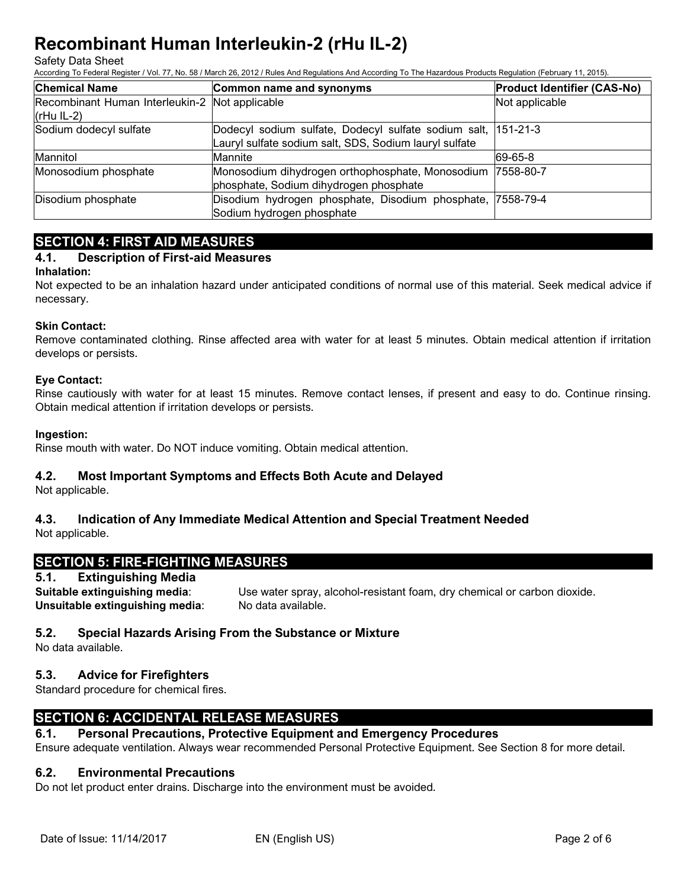| Chemical Name | Common name and synonyms | Product Identifier (CAS-No) |
| --- | --- | --- |
| Recombinant Human Interleukin-2 (rHu IL-2) | Not applicable | Not applicable |
| Sodium dodecyl sulfate | Dodecyl sodium sulfate, Dodecyl sulfate sodium salt, Lauryl sulfate sodium salt, SDS, Sodium lauryl sulfate | 151-21-3 |
| Mannitol | Mannite | 69-65-8 |
| Monosodium phosphate | Monosodium dihydrogen orthophosphate, Monosodium phosphate, Sodium dihydrogen phosphate | 7558-80-7 |
| Disodium phosphate | Disodium hydrogen phosphate, Disodium phosphate, Sodium hydrogen phosphate | 7558-79-4 |

## SECTION 4: FIRST AID MEASURES

### 4.1. Description of First-aid Measures

**Inhalation:**
Not expected to be an inhalation hazard under anticipated conditions of normal use of this material. Seek medical advice if necessary.

**Skin Contact:**
Remove contaminated clothing. Rinse affected area with water for at least 5 minutes. Obtain medical attention if irritation develops or persists.

**Eye Contact:**
Rinse cautiously with water for at least 15 minutes. Remove contact lenses, if present and easy to do. Continue rinsing. Obtain medical attention if irritation develops or persists.

**Ingestion:**
Rinse mouth with water. Do NOT induce vomiting. Obtain medical attention.

### 4.2. Most Important Symptoms and Effects Both Acute and Delayed

Not applicable.

### 4.3. Indication of Any Immediate Medical Attention and Special Treatment Needed

Not applicable.

## SECTION 5: FIRE-FIGHTING MEASURES

### 5.1. Extinguishing Media

**Suitable extinguishing media**: Use water spray, alcohol-resistant foam, dry chemical or carbon dioxide.
**Unsuitable extinguishing media**: No data available.

### 5.2. Special Hazards Arising From the Substance or Mixture

No data available.

### 5.3. Advice for Firefighters

Standard procedure for chemical fires.

## SECTION 6: ACCIDENTAL RELEASE MEASURES

### 6.1. Personal Precautions, Protective Equipment and Emergency Procedures

Ensure adequate ventilation. Always wear recommended Personal Protective Equipment. See Section 8 for more detail.

### 6.2. Environmental Precautions

Do not let product enter drains. Discharge into the environment must be avoided.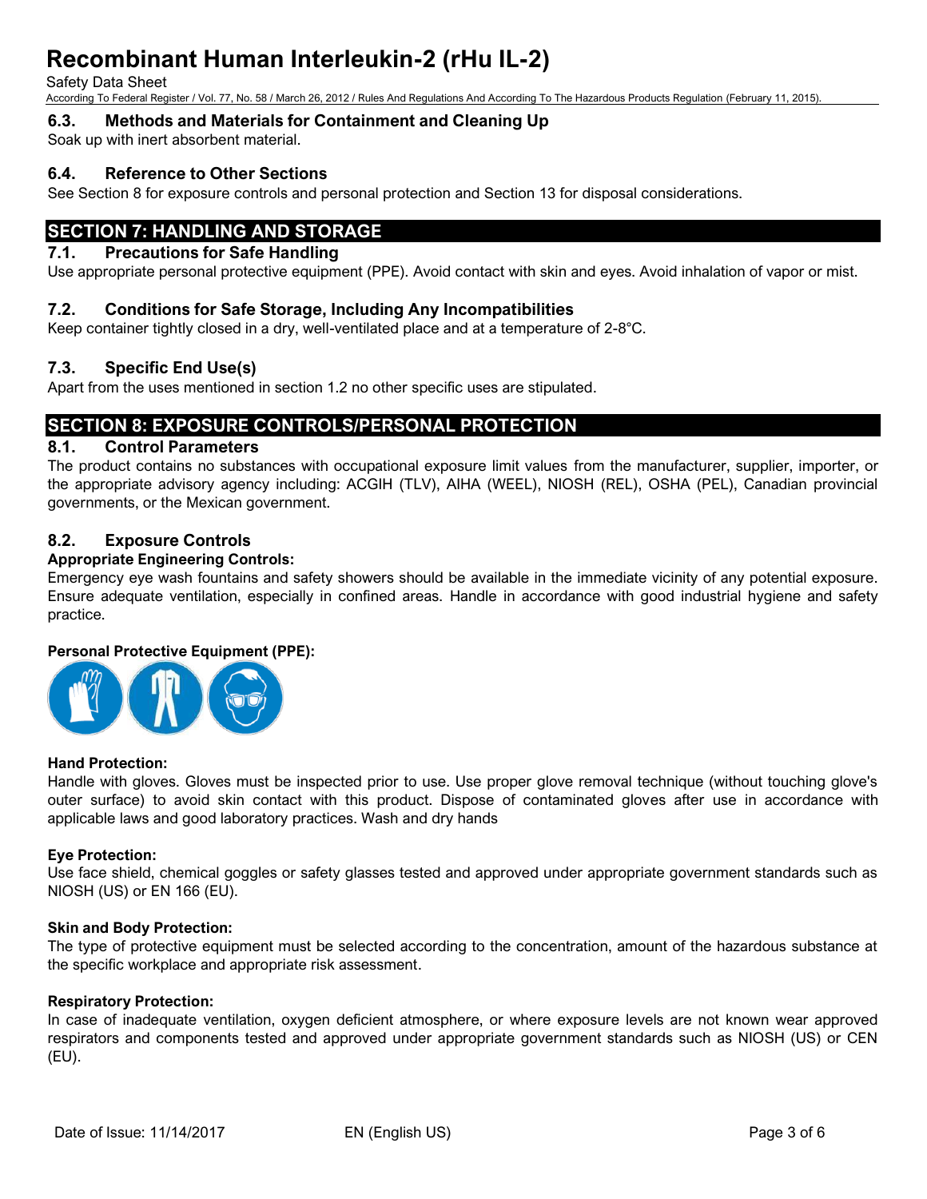### 6.3. Methods and Materials for Containment and Cleaning Up

Soak up with inert absorbent material.

### 6.4. Reference to Other Sections

See Section 8 for exposure controls and personal protection and Section 13 for disposal considerations.

## SECTION 7: HANDLING AND STORAGE

### 7.1. Precautions for Safe Handling

Use appropriate personal protective equipment (PPE). Avoid contact with skin and eyes. Avoid inhalation of vapor or mist.

### 7.2. Conditions for Safe Storage, Including Any Incompatibilities

Keep container tightly closed in a dry, well-ventilated place and at a temperature of 2-8°C.

### 7.3. Specific End Use(s)

Apart from the uses mentioned in section 1.2 no other specific uses are stipulated.

## SECTION 8: EXPOSURE CONTROLS/PERSONAL PROTECTION

### 8.1. Control Parameters

The product contains no substances with occupational exposure limit values from the manufacturer, supplier, importer, or the appropriate advisory agency including: ACGIH (TLV), AIHA (WEEL), NIOSH (REL), OSHA (PEL), Canadian provincial governments, or the Mexican government.

### 8.2. Exposure Controls

**Appropriate Engineering Controls:**

Emergency eye wash fountains and safety showers should be available in the immediate vicinity of any potential exposure. Ensure adequate ventilation, especially in confined areas. Handle in accordance with good industrial hygiene and safety practice.

**Personal Protective Equipment (PPE):**

**Hand Protection:**

Handle with gloves. Gloves must be inspected prior to use. Use proper glove removal technique (without touching glove's outer surface) to avoid skin contact with this product. Dispose of contaminated gloves after use in accordance with applicable laws and good laboratory practices. Wash and dry hands

**Eye Protection:**

Use face shield, chemical goggles or safety glasses tested and approved under appropriate government standards such as NIOSH (US) or EN 166 (EU).

**Skin and Body Protection:**

The type of protective equipment must be selected according to the concentration, amount of the hazardous substance at the specific workplace and appropriate risk assessment.

**Respiratory Protection:**

In case of inadequate ventilation, oxygen deficient atmosphere, or where exposure levels are not known wear approved respirators and components tested and approved under appropriate government standards such as NIOSH (US) or CEN (EU).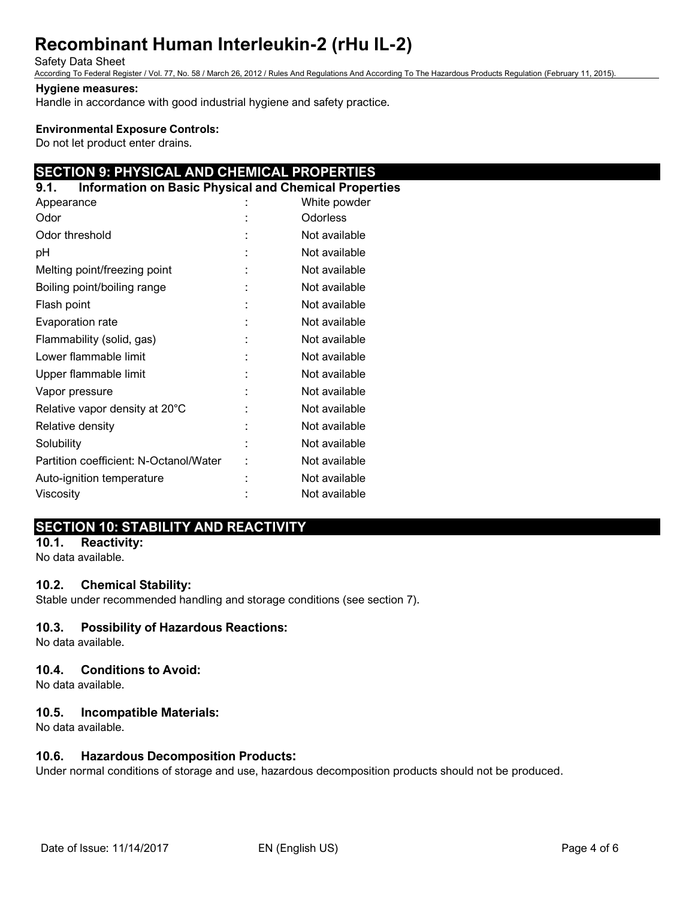**Hygiene measures:**

Handle in accordance with good industrial hygiene and safety practice.

**Environmental Exposure Controls:**

Do not let product enter drains.

## SECTION 9: PHYSICAL AND CHEMICAL PROPERTIES

### 9.1. Information on Basic Physical and Chemical Properties

| | | |
|---|---|---|
| Appearance | : | White powder |
| Odor | : | Odorless |
| Odor threshold | : | Not available |
| pH | : | Not available |
| Melting point/freezing point | : | Not available |
| Boiling point/boiling range | : | Not available |
| Flash point | : | Not available |
| Evaporation rate | : | Not available |
| Flammability (solid, gas) | : | Not available |
| Lower flammable limit | : | Not available |
| Upper flammable limit | : | Not available |
| Vapor pressure | : | Not available |
| Relative vapor density at 20°C | : | Not available |
| Relative density | : | Not available |
| Solubility | : | Not available |
| Partition coefficient: N-Octanol/Water | : | Not available |
| Auto-ignition temperature | : | Not available |
| Viscosity | : | Not available |

## SECTION 10: STABILITY AND REACTIVITY

### 10.1. Reactivity:

No data available.

### 10.2. Chemical Stability:

Stable under recommended handling and storage conditions (see section 7).

### 10.3. Possibility of Hazardous Reactions:

No data available.

### 10.4. Conditions to Avoid:

No data available.

### 10.5. Incompatible Materials:

No data available.

### 10.6. Hazardous Decomposition Products:

Under normal conditions of storage and use, hazardous decomposition products should not be produced.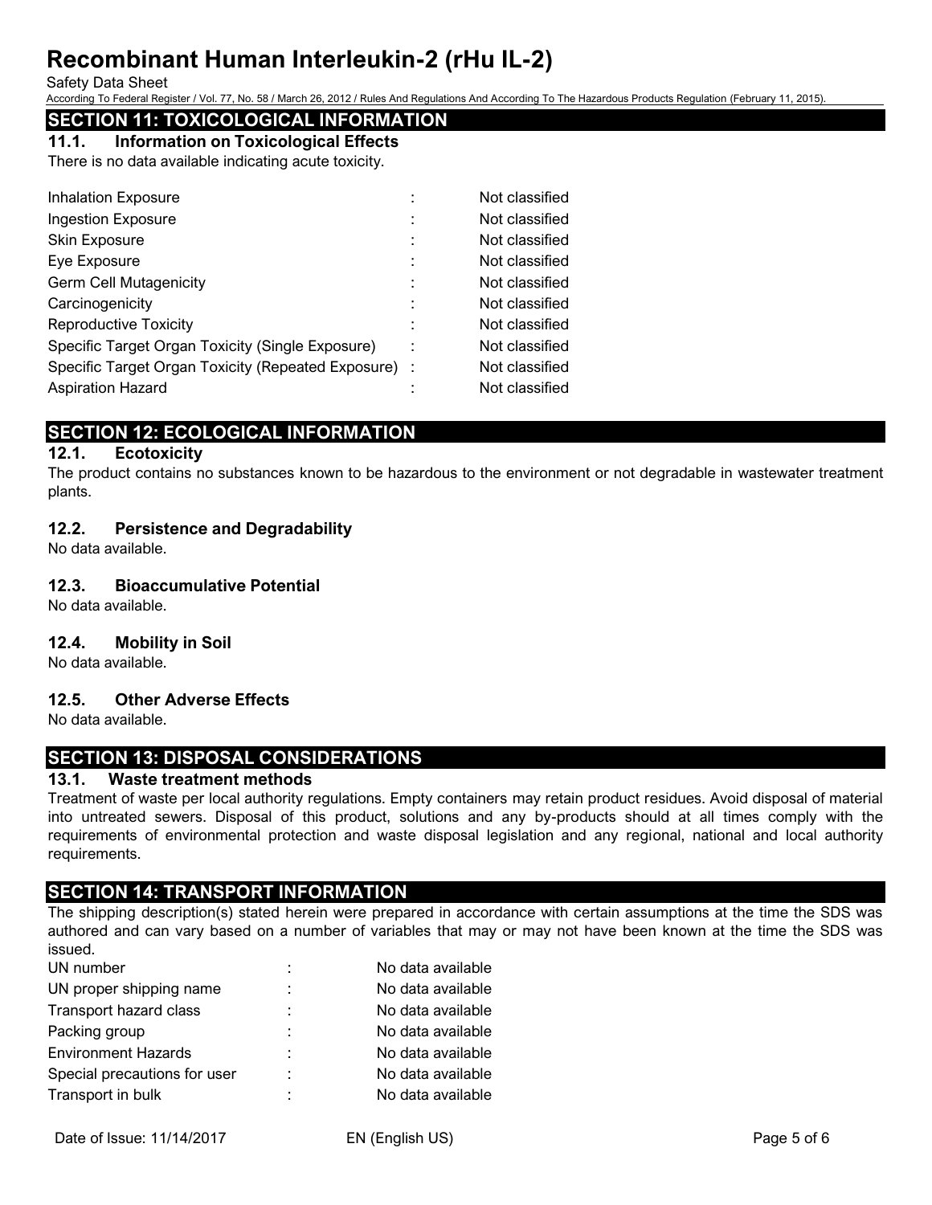## SECTION 11: TOXICOLOGICAL INFORMATION

### 11.1. Information on Toxicological Effects

There is no data available indicating acute toxicity.

| | | |
|---|---|---|
| Inhalation Exposure | : | Not classified |
| Ingestion Exposure | : | Not classified |
| Skin Exposure | : | Not classified |
| Eye Exposure | : | Not classified |
| Germ Cell Mutagenicity | : | Not classified |
| Carcinogenicity | : | Not classified |
| Reproductive Toxicity | : | Not classified |
| Specific Target Organ Toxicity (Single Exposure) | : | Not classified |
| Specific Target Organ Toxicity (Repeated Exposure) | : | Not classified |
| Aspiration Hazard | : | Not classified |

## SECTION 12: ECOLOGICAL INFORMATION

### 12.1. Ecotoxicity

The product contains no substances known to be hazardous to the environment or not degradable in wastewater treatment plants.

### 12.2. Persistence and Degradability

No data available.

### 12.3. Bioaccumulative Potential

No data available.

### 12.4. Mobility in Soil

No data available.

### 12.5. Other Adverse Effects

No data available.

## SECTION 13: DISPOSAL CONSIDERATIONS

### 13.1. Waste treatment methods

Treatment of waste per local authority regulations. Empty containers may retain product residues. Avoid disposal of material into untreated sewers. Disposal of this product, solutions and any by-products should at all times comply with the requirements of environmental protection and waste disposal legislation and any regional, national and local authority requirements.

## SECTION 14: TRANSPORT INFORMATION

The shipping description(s) stated herein were prepared in accordance with certain assumptions at the time the SDS was authored and can vary based on a number of variables that may or may not have been known at the time the SDS was issued.

| | | |
|---|---|---|
| UN number | : | No data available |
| UN proper shipping name | : | No data available |
| Transport hazard class | : | No data available |
| Packing group | : | No data available |
| Environment Hazards | : | No data available |
| Special precautions for user | : | No data available |
| Transport in bulk | : | No data available |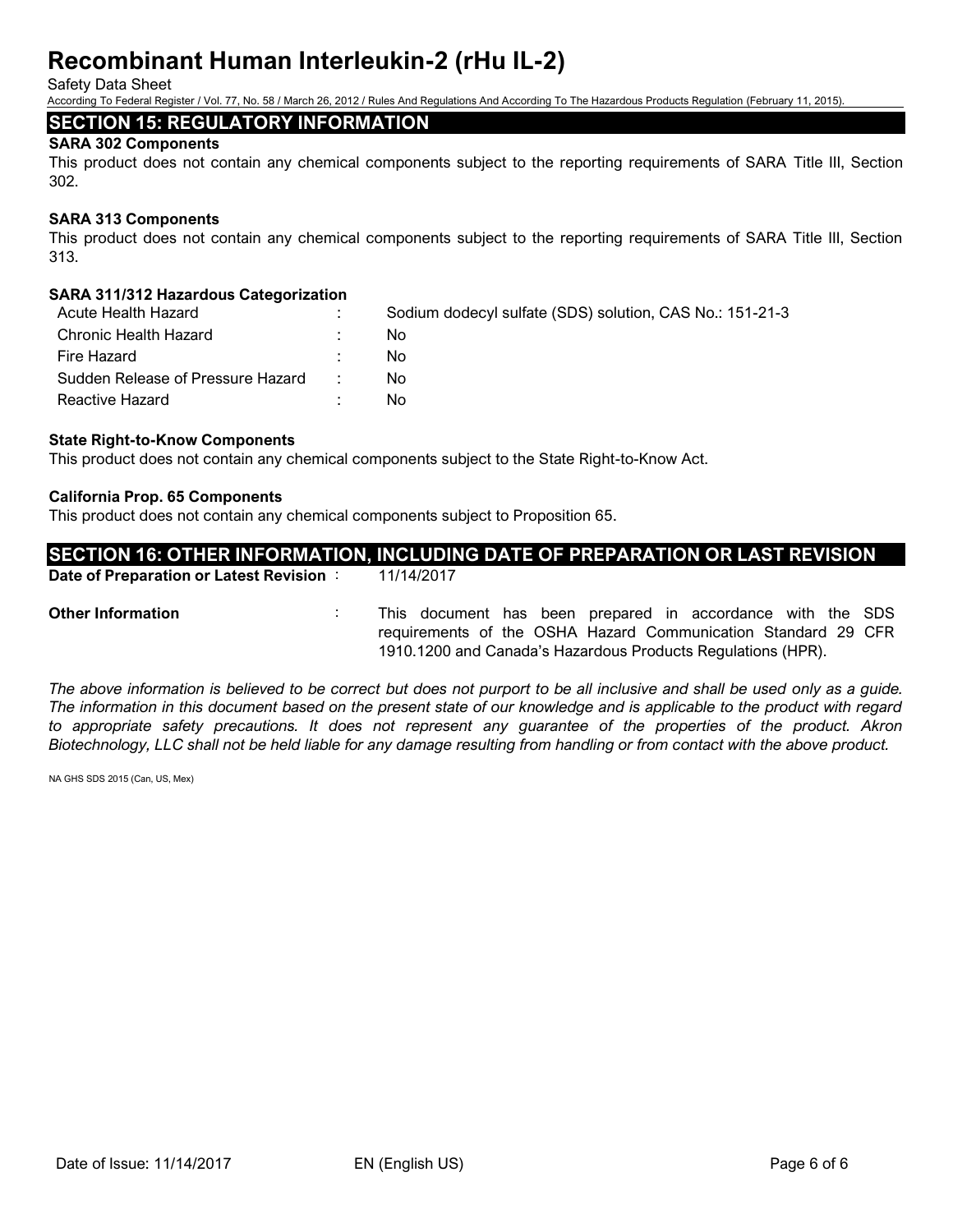## SECTION 15: REGULATORY INFORMATION

### SARA 302 Components

This product does not contain any chemical components subject to the reporting requirements of SARA Title III, Section 302.

### SARA 313 Components

This product does not contain any chemical components subject to the reporting requirements of SARA Title III, Section 313.

### SARA 311/312 Hazardous Categorization

| | | |
|---|---|---|
| Acute Health Hazard | : | Sodium dodecyl sulfate (SDS) solution, CAS No.: 151-21-3 |
| Chronic Health Hazard | : | No |
| Fire Hazard | : | No |
| Sudden Release of Pressure Hazard | : | No |
| Reactive Hazard | : | No |

### State Right-to-Know Components

This product does not contain any chemical components subject to the State Right-to-Know Act.

### California Prop. 65 Components

This product does not contain any chemical components subject to Proposition 65.

## SECTION 16: OTHER INFORMATION, INCLUDING DATE OF PREPARATION OR LAST REVISION

| | | |
|---|---|---|
| **Date of Preparation or Latest Revision** | : | 11/14/2017 |
| **Other Information** | : | This document has been prepared in accordance with the SDS requirements of the OSHA Hazard Communication Standard 29 CFR 1910.1200 and Canada's Hazardous Products Regulations (HPR). |

*The above information is believed to be correct but does not purport to be all inclusive and shall be used only as a guide. The information in this document based on the present state of our knowledge and is applicable to the product with regard to appropriate safety precautions. It does not represent any guarantee of the properties of the product. Akron Biotechnology, LLC shall not be held liable for any damage resulting from handling or from contact with the above product.*

NA GHS SDS 2015 (Can, US, Mex)